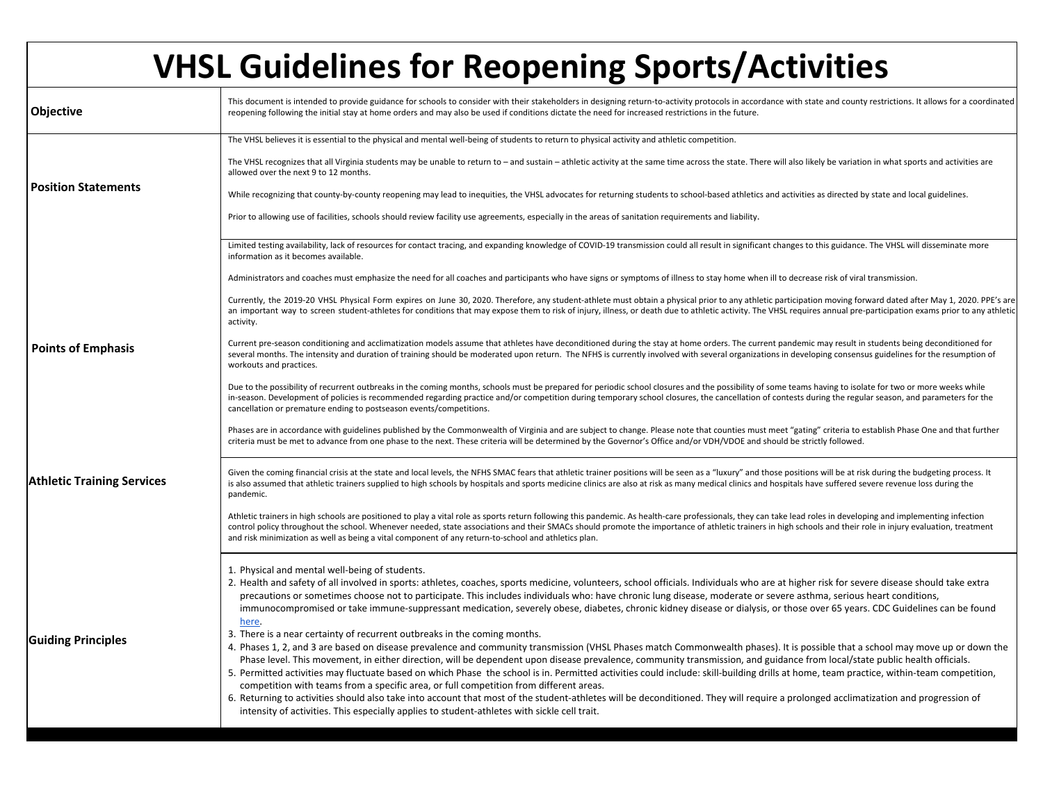# VHSL Guidelines for Reopening Sports/Activities

| | |
|---|---|
| **Objective** | This document is intended to provide guidance for schools to consider with their stakeholders in designing return-to-activity protocols in accordance with state and county restrictions. It allows for a coordinated reopening following the initial stay at home orders and may also be used if conditions dictate the need for increased restrictions in the future. |
| **Position Statements** | The VHSL believes it is essential to the physical and mental well-being of students to return to physical activity and athletic competition.<br><br>The VHSL recognizes that all Virginia students may be unable to return to – and sustain – athletic activity at the same time across the state. There will also likely be variation in what sports and activities are allowed over the next 9 to 12 months.<br><br>While recognizing that county-by-county reopening may lead to inequities, the VHSL advocates for returning students to school-based athletics and activities as directed by state and local guidelines.<br><br>Prior to allowing use of facilities, schools should review facility use agreements, especially in the areas of sanitation requirements and liability. |
| **Points of Emphasis** | Limited testing availability, lack of resources for contact tracing, and expanding knowledge of COVID-19 transmission could all result in significant changes to this guidance. The VHSL will disseminate more information as it becomes available.<br><br>Administrators and coaches must emphasize the need for all coaches and participants who have signs or symptoms of illness to stay home when ill to decrease risk of viral transmission.<br><br>Currently, the 2019-20 VHSL Physical Form expires on June 30, 2020. Therefore, any student-athlete must obtain a physical prior to any athletic participation moving forward dated after May 1, 2020. PPE's are an important way to screen student-athletes for conditions that may expose them to risk of injury, illness, or death due to athletic activity. The VHSL requires annual pre-participation exams prior to any athletic activity.<br><br>Current pre-season conditioning and acclimatization models assume that athletes have deconditioned during the stay at home orders. The current pandemic may result in students being deconditioned for several months. The intensity and duration of training should be moderated upon return. The NFHS is currently involved with several organizations in developing consensus guidelines for the resumption of workouts and practices.<br><br>Due to the possibility of recurrent outbreaks in the coming months, schools must be prepared for periodic school closures and the possibility of some teams having to isolate for two or more weeks while in-season. Development of policies is recommended regarding practice and/or competition during temporary school closures, the cancellation of contests during the regular season, and parameters for the cancellation or premature ending to postseason events/competitions.<br><br>Phases are in accordance with guidelines published by the Commonwealth of Virginia and are subject to change. Please note that counties must meet "gating" criteria to establish Phase One and that further criteria must be met to advance from one phase to the next. These criteria will be determined by the Governor's Office and/or VDH/VDOE and should be strictly followed. |
| **Athletic Training Services** | Given the coming financial crisis at the state and local levels, the NFHS SMAC fears that athletic trainer positions will be seen as a "luxury" and those positions will be at risk during the budgeting process. It is also assumed that athletic trainers supplied to high schools by hospitals and sports medicine clinics are also at risk as many medical clinics and hospitals have suffered severe revenue loss during the pandemic.<br><br>Athletic trainers in high schools are positioned to play a vital role as sports return following this pandemic. As health-care professionals, they can take lead roles in developing and implementing infection control policy throughout the school. Whenever needed, state associations and their SMACs should promote the importance of athletic trainers in high schools and their role in injury evaluation, treatment and risk minimization as well as being a vital component of any return-to-school and athletics plan. |
| **Guiding Principles** | 1. Physical and mental well-being of students.<br>2. Health and safety of all involved in sports: athletes, coaches, sports medicine, volunteers, school officials. Individuals who are at higher risk for severe disease should take extra precautions or sometimes choose not to participate. This includes individuals who: have chronic lung disease, moderate or severe asthma, serious heart conditions, immunocompromised or take immune-suppressant medication, severely obese, diabetes, chronic kidney disease or dialysis, or those over 65 years. CDC Guidelines can be found here.<br>3. There is a near certainty of recurrent outbreaks in the coming months.<br>4. Phases 1, 2, and 3 are based on disease prevalence and community transmission (VHSL Phases match Commonwealth phases). It is possible that a school may move up or down the Phase level. This movement, in either direction, will be dependent upon disease prevalence, community transmission, and guidance from local/state public health officials.<br>5. Permitted activities may fluctuate based on which Phase the school is in. Permitted activities could include: skill-building drills at home, team practice, within-team competition, competition with teams from a specific area, or full competition from different areas.<br>6. Returning to activities should also take into account that most of the student-athletes will be deconditioned. They will require a prolonged acclimatization and progression of intensity of activities. This especially applies to student-athletes with sickle cell trait. |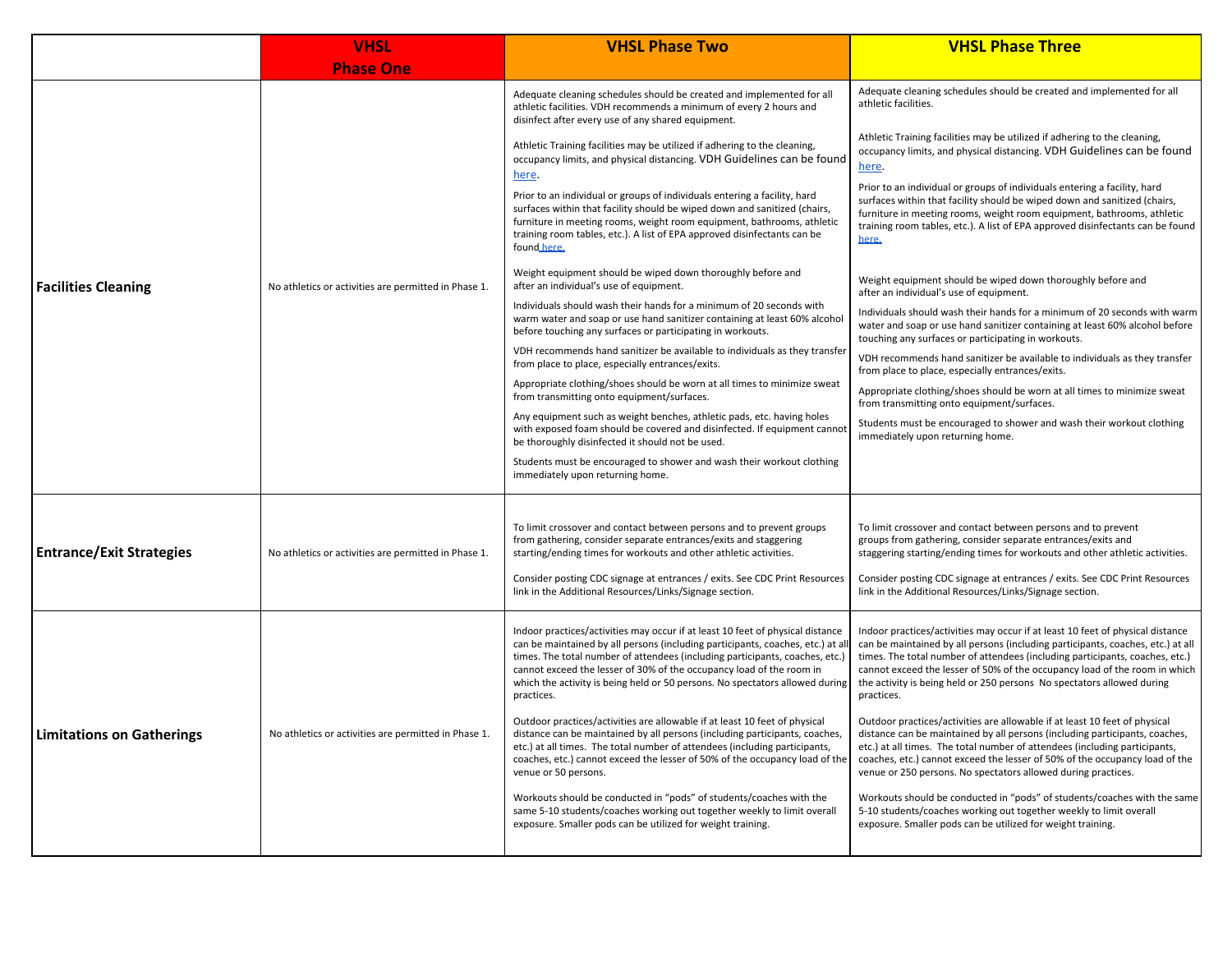| | VHSL Phase One | VHSL Phase Two | VHSL Phase Three |
|---|---|---|---|
| **Facilities Cleaning** | No athletics or activities are permitted in Phase 1. | Adequate cleaning schedules should be created and implemented for all athletic facilities. VDH recommends a minimum of every 2 hours and disinfect after every use of any shared equipment.<br><br>Athletic Training facilities may be utilized if adhering to the cleaning, occupancy limits, and physical distancing. VDH Guidelines can be found here.<br><br>Prior to an individual or groups of individuals entering a facility, hard surfaces within that facility should be wiped down and sanitized (chairs, furniture in meeting rooms, weight room equipment, bathrooms, athletic training room tables, etc.). A list of EPA approved disinfectants can be found here.<br><br>Weight equipment should be wiped down thoroughly before and after an individual's use of equipment.<br><br>Individuals should wash their hands for a minimum of 20 seconds with warm water and soap or use hand sanitizer containing at least 60% alcohol before touching any surfaces or participating in workouts.<br><br>VDH recommends hand sanitizer be available to individuals as they transfer from place to place, especially entrances/exits.<br><br>Appropriate clothing/shoes should be worn at all times to minimize sweat from transmitting onto equipment/surfaces.<br><br>Any equipment such as weight benches, athletic pads, etc. having holes with exposed foam should be covered and disinfected. If equipment cannot be thoroughly disinfected it should not be used.<br><br>Students must be encouraged to shower and wash their workout clothing immediately upon returning home. | Adequate cleaning schedules should be created and implemented for all athletic facilities.<br><br>Athletic Training facilities may be utilized if adhering to the cleaning, occupancy limits, and physical distancing. VDH Guidelines can be found here.<br><br>Prior to an individual or groups of individuals entering a facility, hard surfaces within that facility should be wiped down and sanitized (chairs, furniture in meeting rooms, weight room equipment, bathrooms, athletic training room tables, etc.). A list of EPA approved disinfectants can be found here.<br><br>Weight equipment should be wiped down thoroughly before and after an individual's use of equipment.<br><br>Individuals should wash their hands for a minimum of 20 seconds with warm water and soap or use hand sanitizer containing at least 60% alcohol before touching any surfaces or participating in workouts.<br><br>VDH recommends hand sanitizer be available to individuals as they transfer from place to place, especially entrances/exits.<br><br>Appropriate clothing/shoes should be worn at all times to minimize sweat from transmitting onto equipment/surfaces.<br><br>Students must be encouraged to shower and wash their workout clothing immediately upon returning home. |
| **Entrance/Exit Strategies** | No athletics or activities are permitted in Phase 1. | To limit crossover and contact between persons and to prevent groups from gathering, consider separate entrances/exits and staggering starting/ending times for workouts and other athletic activities.<br><br>Consider posting CDC signage at entrances / exits. See CDC Print Resources link in the Additional Resources/Links/Signage section. | To limit crossover and contact between persons and to prevent groups from gathering, consider separate entrances/exits and staggering starting/ending times for workouts and other athletic activities.<br><br>Consider posting CDC signage at entrances / exits. See CDC Print Resources link in the Additional Resources/Links/Signage section. |
| **Limitations on Gatherings** | No athletics or activities are permitted in Phase 1. | Indoor practices/activities may occur if at least 10 feet of physical distance can be maintained by all persons (including participants, coaches, etc.) at all times. The total number of attendees (including participants, coaches, etc.) cannot exceed the lesser of 30% of the occupancy load of the room in which the activity is being held or 50 persons. No spectators allowed during practices.<br><br>Outdoor practices/activities are allowable if at least 10 feet of physical distance can be maintained by all persons (including participants, coaches, etc.) at all times. The total number of attendees (including participants, coaches, etc.) cannot exceed the lesser of 50% of the occupancy load of the venue or 50 persons.<br><br>Workouts should be conducted in "pods" of students/coaches with the same 5-10 students/coaches working out together weekly to limit overall exposure. Smaller pods can be utilized for weight training. | Indoor practices/activities may occur if at least 10 feet of physical distance can be maintained by all persons (including participants, coaches, etc.) at all times. The total number of attendees (including participants, coaches, etc.) cannot exceed the lesser of 50% of the occupancy load of the room in which the activity is being held or 250 persons No spectators allowed during practices.<br><br>Outdoor practices/activities are allowable if at least 10 feet of physical distance can be maintained by all persons (including participants, coaches, etc.) at all times. The total number of attendees (including participants, coaches, etc.) cannot exceed the lesser of 50% of the occupancy load of the venue or 250 persons. No spectators allowed during practices.<br><br>Workouts should be conducted in "pods" of students/coaches with the same 5-10 students/coaches working out together weekly to limit overall exposure. Smaller pods can be utilized for weight training. |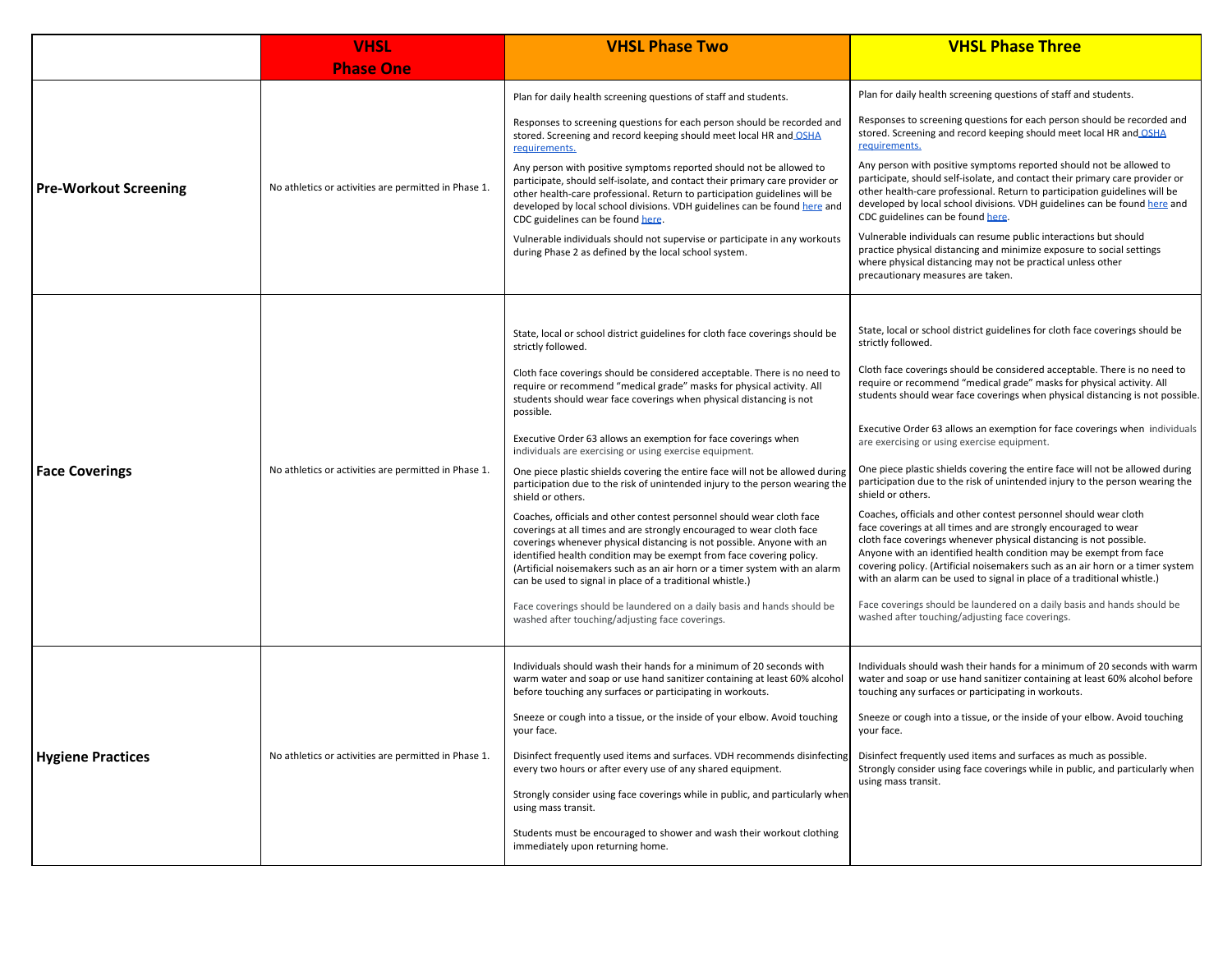| | VHSL Phase One | VHSL Phase Two | VHSL Phase Three |
|---|---|---|---|
| **Pre-Workout Screening** | No athletics or activities are permitted in Phase 1. | Plan for daily health screening questions of staff and students.<br><br>Responses to screening questions for each person should be recorded and stored. Screening and record keeping should meet local HR and OSHA requirements.<br><br>Any person with positive symptoms reported should not be allowed to participate, should self-isolate, and contact their primary care provider or other health-care professional. Return to participation guidelines will be developed by local school divisions. VDH guidelines can be found here and CDC guidelines can be found here.<br><br>Vulnerable individuals should not supervise or participate in any workouts during Phase 2 as defined by the local school system. | Plan for daily health screening questions of staff and students.<br><br>Responses to screening questions for each person should be recorded and stored. Screening and record keeping should meet local HR and OSHA requirements.<br><br>Any person with positive symptoms reported should not be allowed to participate, should self-isolate, and contact their primary care provider or other health-care professional. Return to participation guidelines will be developed by local school divisions. VDH guidelines can be found here and CDC guidelines can be found here.<br><br>Vulnerable individuals can resume public interactions but should practice physical distancing and minimize exposure to social settings where physical distancing may not be practical unless other precautionary measures are taken. |
| **Face Coverings** | No athletics or activities are permitted in Phase 1. | State, local or school district guidelines for cloth face coverings should be strictly followed.<br><br>Cloth face coverings should be considered acceptable. There is no need to require or recommend "medical grade" masks for physical activity. All students should wear face coverings when physical distancing is not possible.<br><br>Executive Order 63 allows an exemption for face coverings when individuals are exercising or using exercise equipment.<br><br>One piece plastic shields covering the entire face will not be allowed during participation due to the risk of unintended injury to the person wearing the shield or others.<br><br>Coaches, officials and other contest personnel should wear cloth face coverings at all times and are strongly encouraged to wear cloth face coverings whenever physical distancing is not possible. Anyone with an identified health condition may be exempt from face covering policy. (Artificial noisemakers such as an air horn or a timer system with an alarm can be used to signal in place of a traditional whistle.)<br><br>Face coverings should be laundered on a daily basis and hands should be washed after touching/adjusting face coverings. | State, local or school district guidelines for cloth face coverings should be strictly followed.<br><br>Cloth face coverings should be considered acceptable. There is no need to require or recommend "medical grade" masks for physical activity. All students should wear face coverings when physical distancing is not possible.<br><br>Executive Order 63 allows an exemption for face coverings when individuals are exercising or using exercise equipment.<br><br>One piece plastic shields covering the entire face will not be allowed during participation due to the risk of unintended injury to the person wearing the shield or others.<br><br>Coaches, officials and other contest personnel should wear cloth face coverings at all times and are strongly encouraged to wear cloth face coverings whenever physical distancing is not possible. Anyone with an identified health condition may be exempt from face covering policy. (Artificial noisemakers such as an air horn or a timer system with an alarm can be used to signal in place of a traditional whistle.)<br><br>Face coverings should be laundered on a daily basis and hands should be washed after touching/adjusting face coverings. |
| **Hygiene Practices** | No athletics or activities are permitted in Phase 1. | Individuals should wash their hands for a minimum of 20 seconds with warm water and soap or use hand sanitizer containing at least 60% alcohol before touching any surfaces or participating in workouts.<br><br>Sneeze or cough into a tissue, or the inside of your elbow. Avoid touching your face.<br><br>Disinfect frequently used items and surfaces. VDH recommends disinfecting every two hours or after every use of any shared equipment.<br><br>Strongly consider using face coverings while in public, and particularly when using mass transit.<br><br>Students must be encouraged to shower and wash their workout clothing immediately upon returning home. | Individuals should wash their hands for a minimum of 20 seconds with warm water and soap or use hand sanitizer containing at least 60% alcohol before touching any surfaces or participating in workouts.<br><br>Sneeze or cough into a tissue, or the inside of your elbow. Avoid touching your face.<br><br>Disinfect frequently used items and surfaces as much as possible. Strongly consider using face coverings while in public, and particularly when using mass transit. |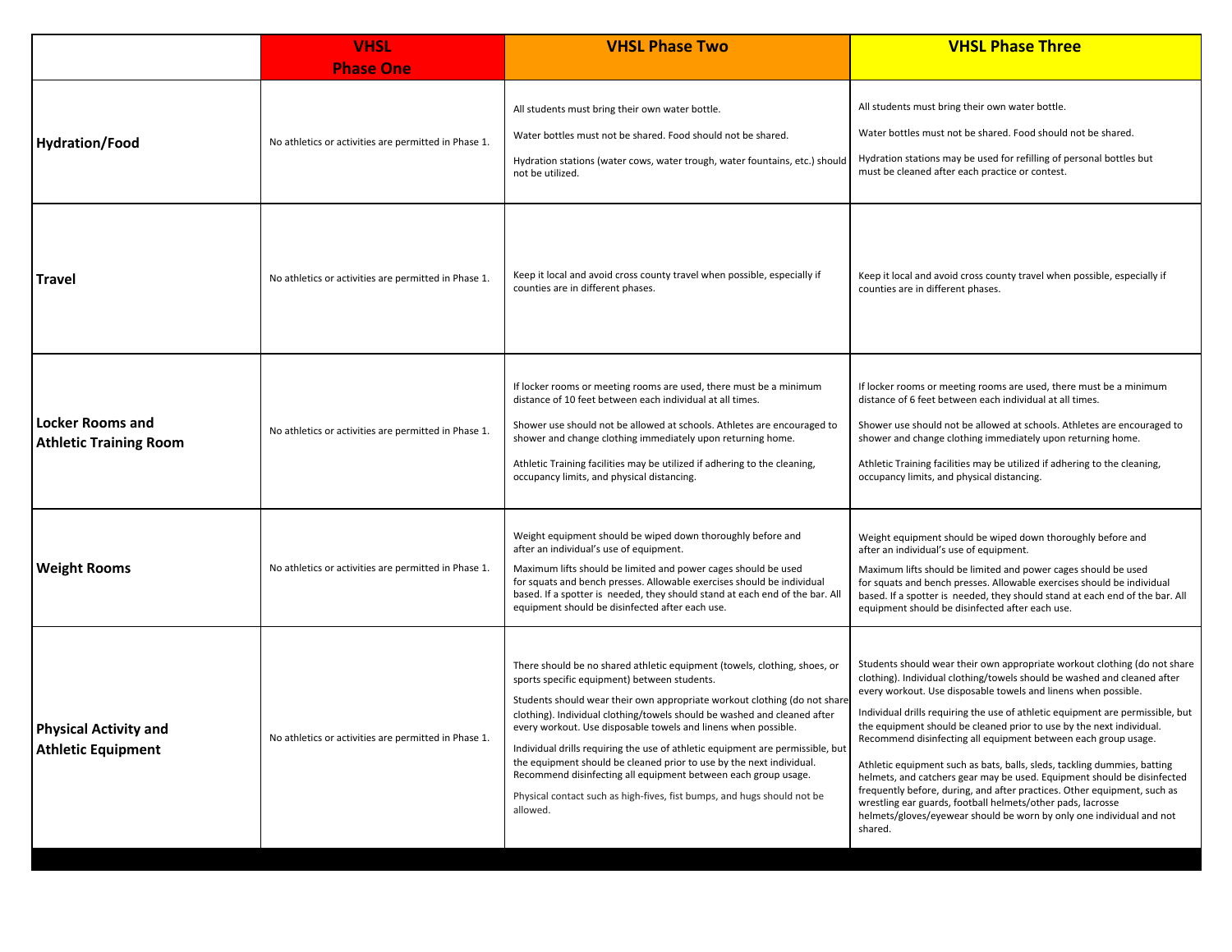| | VHSL Phase One | VHSL Phase Two | VHSL Phase Three |
|---|---|---|---|
| **Hydration/Food** | No athletics or activities are permitted in Phase 1. | All students must bring their own water bottle.<br><br>Water bottles must not be shared. Food should not be shared.<br><br>Hydration stations (water cows, water trough, water fountains, etc.) should not be utilized. | All students must bring their own water bottle.<br><br>Water bottles must not be shared. Food should not be shared.<br><br>Hydration stations may be used for refilling of personal bottles but must be cleaned after each practice or contest. |
| **Travel** | No athletics or activities are permitted in Phase 1. | Keep it local and avoid cross county travel when possible, especially if counties are in different phases. | Keep it local and avoid cross county travel when possible, especially if counties are in different phases. |
| **Locker Rooms and Athletic Training Room** | No athletics or activities are permitted in Phase 1. | If locker rooms or meeting rooms are used, there must be a minimum distance of 10 feet between each individual at all times.<br><br>Shower use should not be allowed at schools. Athletes are encouraged to shower and change clothing immediately upon returning home.<br><br>Athletic Training facilities may be utilized if adhering to the cleaning, occupancy limits, and physical distancing. | If locker rooms or meeting rooms are used, there must be a minimum distance of 6 feet between each individual at all times.<br><br>Shower use should not be allowed at schools. Athletes are encouraged to shower and change clothing immediately upon returning home.<br><br>Athletic Training facilities may be utilized if adhering to the cleaning, occupancy limits, and physical distancing. |
| **Weight Rooms** | No athletics or activities are permitted in Phase 1. | Weight equipment should be wiped down thoroughly before and after an individual's use of equipment.<br><br>Maximum lifts should be limited and power cages should be used for squats and bench presses. Allowable exercises should be individual based. If a spotter is needed, they should stand at each end of the bar. All equipment should be disinfected after each use. | Weight equipment should be wiped down thoroughly before and after an individual's use of equipment.<br><br>Maximum lifts should be limited and power cages should be used for squats and bench presses. Allowable exercises should be individual based. If a spotter is needed, they should stand at each end of the bar. All equipment should be disinfected after each use. |
| **Physical Activity and Athletic Equipment** | No athletics or activities are permitted in Phase 1. | There should be no shared athletic equipment (towels, clothing, shoes, or sports specific equipment) between students.<br><br>Students should wear their own appropriate workout clothing (do not share clothing). Individual clothing/towels should be washed and cleaned after every workout. Use disposable towels and linens when possible.<br><br>Individual drills requiring the use of athletic equipment are permissible, but the equipment should be cleaned prior to use by the next individual. Recommend disinfecting all equipment between each group usage.<br><br>Physical contact such as high-fives, fist bumps, and hugs should not be allowed. | Students should wear their own appropriate workout clothing (do not share clothing). Individual clothing/towels should be washed and cleaned after every workout. Use disposable towels and linens when possible.<br><br>Individual drills requiring the use of athletic equipment are permissible, but the equipment should be cleaned prior to use by the next individual. Recommend disinfecting all equipment between each group usage.<br><br>Athletic equipment such as bats, balls, sleds, tackling dummies, batting helmets, and catchers gear may be used. Equipment should be disinfected frequently before, during, and after practices. Other equipment, such as wrestling ear guards, football helmets/other pads, lacrosse helmets/gloves/eyewear should be worn by only one individual and not shared. |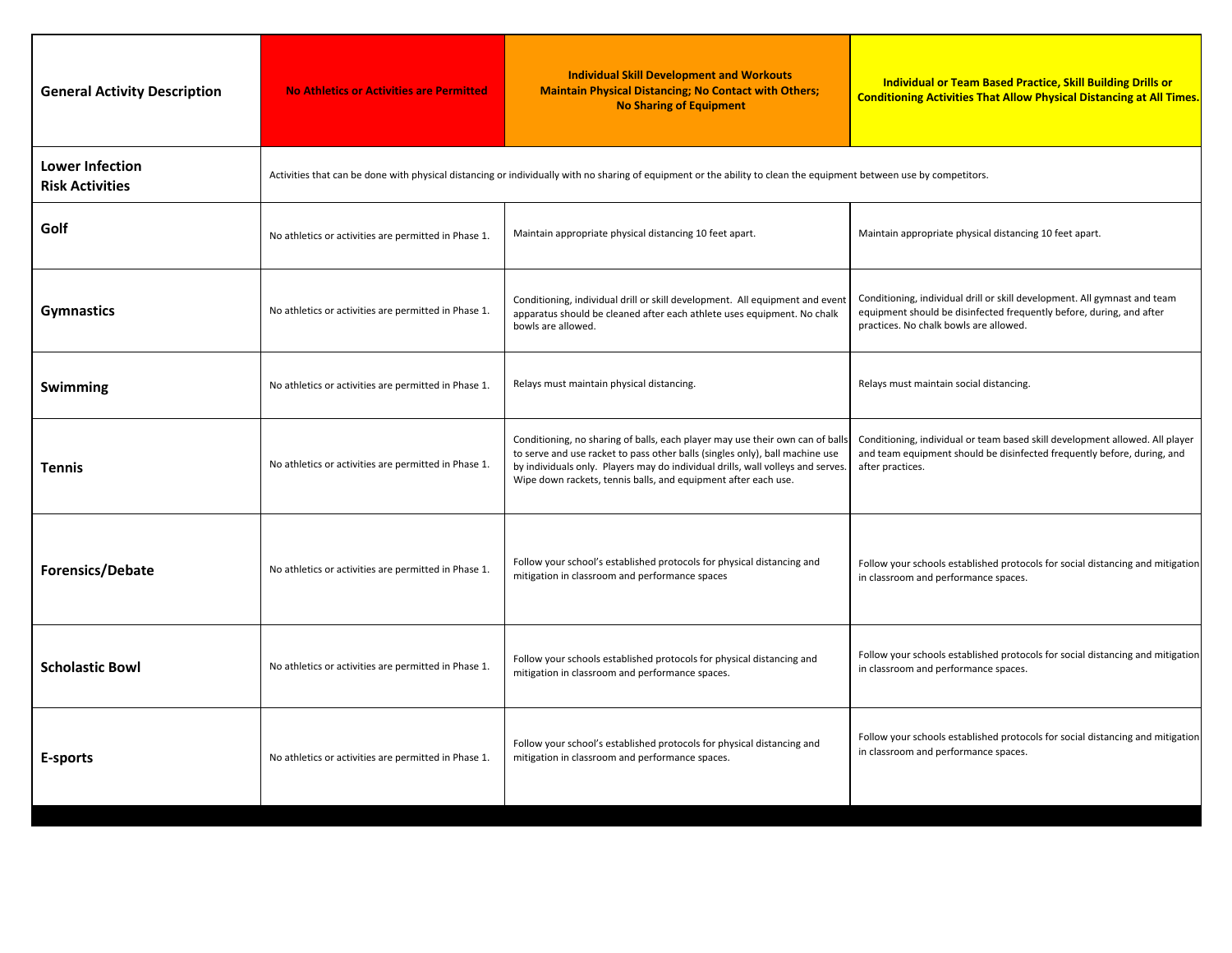| General Activity Description | No Athletics or Activities are Permitted | Individual Skill Development and Workouts Maintain Physical Distancing; No Contact with Others; No Sharing of Equipment | Individual or Team Based Practice, Skill Building Drills or Conditioning Activities That Allow Physical Distancing at All Times. |
|---|---|---|---|
| **Lower Infection Risk Activities** | Activities that can be done with physical distancing or individually with no sharing of equipment or the ability to clean the equipment between use by competitors. | | |
| **Golf** | No athletics or activities are permitted in Phase 1. | Maintain appropriate physical distancing 10 feet apart. | Maintain appropriate physical distancing 10 feet apart. |
| **Gymnastics** | No athletics or activities are permitted in Phase 1. | Conditioning, individual drill or skill development. All equipment and event apparatus should be cleaned after each athlete uses equipment. No chalk bowls are allowed. | Conditioning, individual drill or skill development. All gymnast and team equipment should be disinfected frequently before, during, and after practices. No chalk bowls are allowed. |
| **Swimming** | No athletics or activities are permitted in Phase 1. | Relays must maintain physical distancing. | Relays must maintain social distancing. |
| **Tennis** | No athletics or activities are permitted in Phase 1. | Conditioning, no sharing of balls, each player may use their own can of balls to serve and use racket to pass other balls (singles only), ball machine use by individuals only. Players may do individual drills, wall volleys and serves. Wipe down rackets, tennis balls, and equipment after each use. | Conditioning, individual or team based skill development allowed. All player and team equipment should be disinfected frequently before, during, and after practices. |
| **Forensics/Debate** | No athletics or activities are permitted in Phase 1. | Follow your school's established protocols for physical distancing and mitigation in classroom and performance spaces | Follow your schools established protocols for social distancing and mitigation in classroom and performance spaces. |
| **Scholastic Bowl** | No athletics or activities are permitted in Phase 1. | Follow your schools established protocols for physical distancing and mitigation in classroom and performance spaces. | Follow your schools established protocols for social distancing and mitigation in classroom and performance spaces. |
| **E-sports** | No athletics or activities are permitted in Phase 1. | Follow your school's established protocols for physical distancing and mitigation in classroom and performance spaces. | Follow your schools established protocols for social distancing and mitigation in classroom and performance spaces. |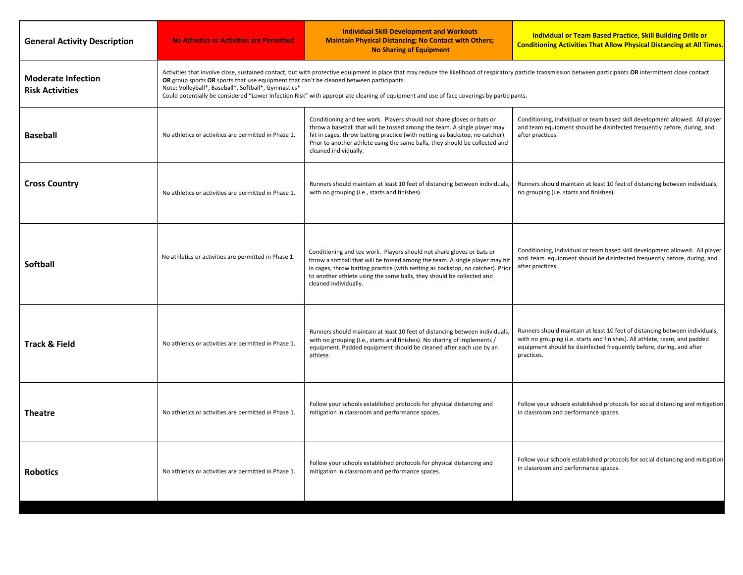| General Activity Description | No Athletics or Activities are Permitted | Individual Skill Development and Workouts Maintain Physical Distancing; No Contact with Others; No Sharing of Equipment | Individual or Team Based Practice, Skill Building Drills or Conditioning Activities That Allow Physical Distancing at All Times. |
|---|---|---|---|
| **Moderate Infection Risk Activities** | Activities that involve close, sustained contact, but with protective equipment in place that may reduce the likelihood of respiratory particle transmission between participants **OR** intermittent close contact **OR** group sports **OR** sports that use equipment that can't be cleaned between participants.<br>Note: Volleyball*, Baseball*, Softball*, Gymnastics*<br>Could potentially be considered "Lower Infection Risk" with appropriate cleaning of equipment and use of face coverings by participants. | | |
| **Baseball** | No athletics or activities are permitted in Phase 1. | Conditioning and tee work. Players should not share gloves or bats or throw a baseball that will be tossed among the team. A single player may hit in cages, throw batting practice (with netting as backstop, no catcher). Prior to another athlete using the same balls, they should be collected and cleaned individually. | Conditioning, individual or team based skill development allowed. All player and team equipment should be disinfected frequently before, during, and after practices. |
| **Cross Country** | No athletics or activities are permitted in Phase 1. | Runners should maintain at least 10 feet of distancing between individuals, with no grouping (i.e., starts and finishes). | Runners should maintain at least 10 feet of distancing between individuals, no grouping (i.e. starts and finishes). |
| **Softball** | No athletics or activities are permitted in Phase 1. | Conditioning and tee work. Players should not share gloves or bats or throw a softball that will be tossed among the team. A single player may hit in cages, throw batting practice (with netting as backstop, no catcher). Prior to another athlete using the same balls, they should be collected and cleaned individually. | Conditioning, individual or team based skill development allowed. All player and team equipment should be disinfected frequently before, during, and after practices |
| **Track & Field** | No athletics or activities are permitted in Phase 1. | Runners should maintain at least 10 feet of distancing between individuals, with no grouping (i.e., starts and finishes). No sharing of implements / equipment. Padded equipment should be cleaned after each use by an athlete. | Runners should maintain at least 10 feet of distancing between individuals, with no grouping (i.e. starts and finishes). All athlete, team, and padded equipment should be disinfected frequently before, during, and after practices. |
| **Theatre** | No athletics or activities are permitted in Phase 1. | Follow your schools established protocols for physical distancing and mitigation in classroom and performance spaces. | Follow your schools established protocols for social distancing and mitigation in classroom and performance spaces. |
| **Robotics** | No athletics or activities are permitted in Phase 1. | Follow your schools established protocols for physical distancing and mitigation in classroom and performance spaces. | Follow your schools established protocols for social distancing and mitigation in classroom and performance spaces. |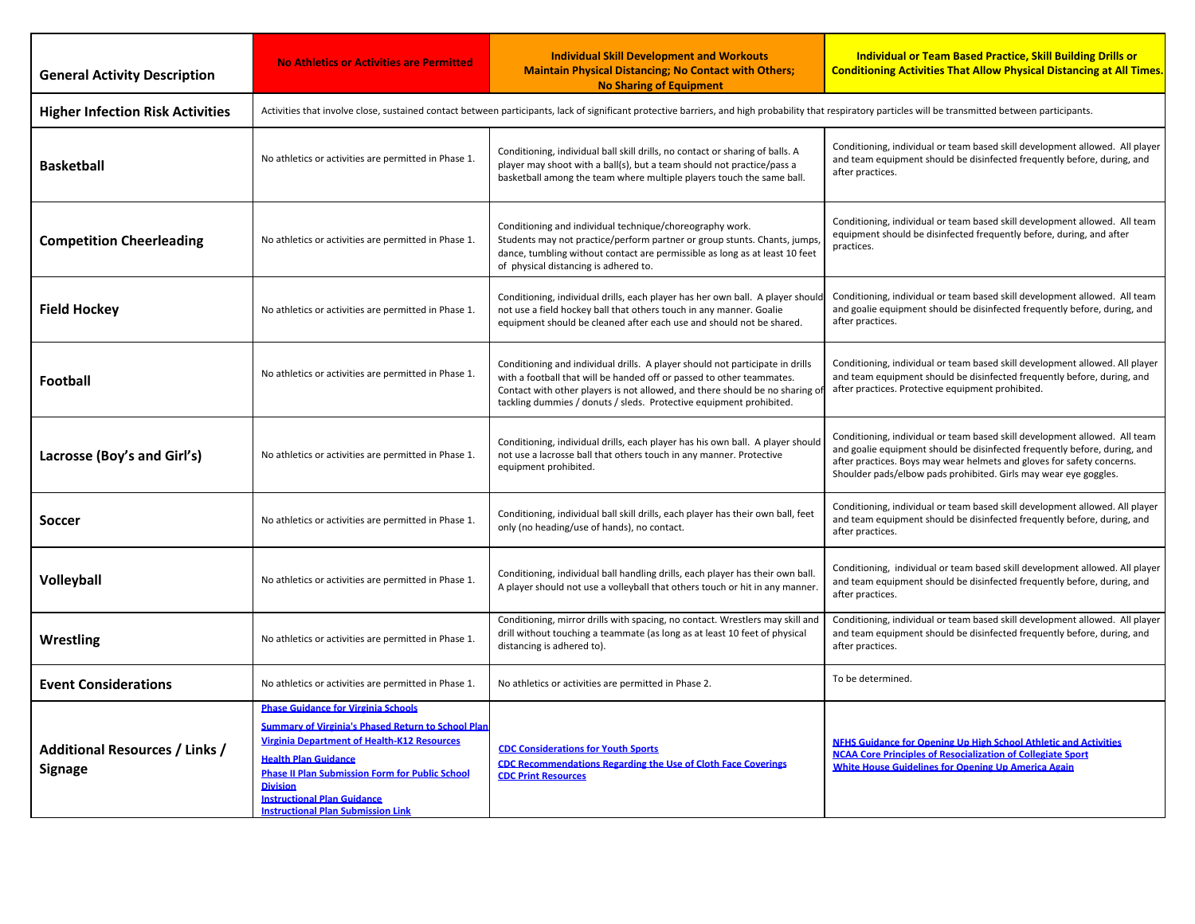| General Activity Description | No Athletics or Activities are Permitted | Individual Skill Development and Workouts Maintain Physical Distancing; No Contact with Others; No Sharing of Equipment | Individual or Team Based Practice, Skill Building Drills or Conditioning Activities That Allow Physical Distancing at All Times. |
|---|---|---|---|
| **Higher Infection Risk Activities** | Activities that involve close, sustained contact between participants, lack of significant protective barriers, and high probability that respiratory particles will be transmitted between participants. | | |
| **Basketball** | No athletics or activities are permitted in Phase 1. | Conditioning, individual ball skill drills, no contact or sharing of balls. A player may shoot with a ball(s), but a team should not practice/pass a basketball among the team where multiple players touch the same ball. | Conditioning, individual or team based skill development allowed. All player and team equipment should be disinfected frequently before, during, and after practices. |
| **Competition Cheerleading** | No athletics or activities are permitted in Phase 1. | Conditioning and individual technique/choreography work. Students may not practice/perform partner or group stunts. Chants, jumps, dance, tumbling without contact are permissible as long as at least 10 feet of physical distancing is adhered to. | Conditioning, individual or team based skill development allowed. All team equipment should be disinfected frequently before, during, and after practices. |
| **Field Hockey** | No athletics or activities are permitted in Phase 1. | Conditioning, individual drills, each player has her own ball. A player should not use a field hockey ball that others touch in any manner. Goalie equipment should be cleaned after each use and should not be shared. | Conditioning, individual or team based skill development allowed. All team and goalie equipment should be disinfected frequently before, during, and after practices. |
| **Football** | No athletics or activities are permitted in Phase 1. | Conditioning and individual drills. A player should not participate in drills with a football that will be handed off or passed to other teammates. Contact with other players is not allowed, and there should be no sharing of tackling dummies / donuts / sleds. Protective equipment prohibited. | Conditioning, individual or team based skill development allowed. All player and team equipment should be disinfected frequently before, during, and after practices. Protective equipment prohibited. |
| **Lacrosse (Boy's and Girl's)** | No athletics or activities are permitted in Phase 1. | Conditioning, individual drills, each player has his own ball. A player should not use a lacrosse ball that others touch in any manner. Protective equipment prohibited. | Conditioning, individual or team based skill development allowed. All team and goalie equipment should be disinfected frequently before, during, and after practices. Boys may wear helmets and gloves for safety concerns. Shoulder pads/elbow pads prohibited. Girls may wear eye goggles. |
| **Soccer** | No athletics or activities are permitted in Phase 1. | Conditioning, individual ball skill drills, each player has their own ball, feet only (no heading/use of hands), no contact. | Conditioning, individual or team based skill development allowed. All player and team equipment should be disinfected frequently before, during, and after practices. |
| **Volleyball** | No athletics or activities are permitted in Phase 1. | Conditioning, individual ball handling drills, each player has their own ball. A player should not use a volleyball that others touch or hit in any manner. | Conditioning, individual or team based skill development allowed. All player and team equipment should be disinfected frequently before, during, and after practices. |
| **Wrestling** | No athletics or activities are permitted in Phase 1. | Conditioning, mirror drills with spacing, no contact. Wrestlers may skill and drill without touching a teammate (as long as at least 10 feet of physical distancing is adhered to). | Conditioning, individual or team based skill development allowed. All player and team equipment should be disinfected frequently before, during, and after practices. |
| **Event Considerations** | No athletics or activities are permitted in Phase 1. | No athletics or activities are permitted in Phase 2. | To be determined. |
| **Additional Resources / Links / Signage** | Phase Guidance for Virginia Schools<br>Summary of Virginia's Phased Return to School Plan<br>Virginia Department of Health-K12 Resources<br>Health Plan Guidance<br>Phase II Plan Submission Form for Public School Division<br>Instructional Plan Guidance<br>Instructional Plan Submission Link | CDC Considerations for Youth Sports<br>CDC Recommendations Regarding the Use of Cloth Face Coverings<br>CDC Print Resources | NFHS Guidance for Opening Up High School Athletic and Activities<br>NCAA Core Principles of Resocialization of Collegiate Sport<br>White House Guidelines for Opening Up America Again |